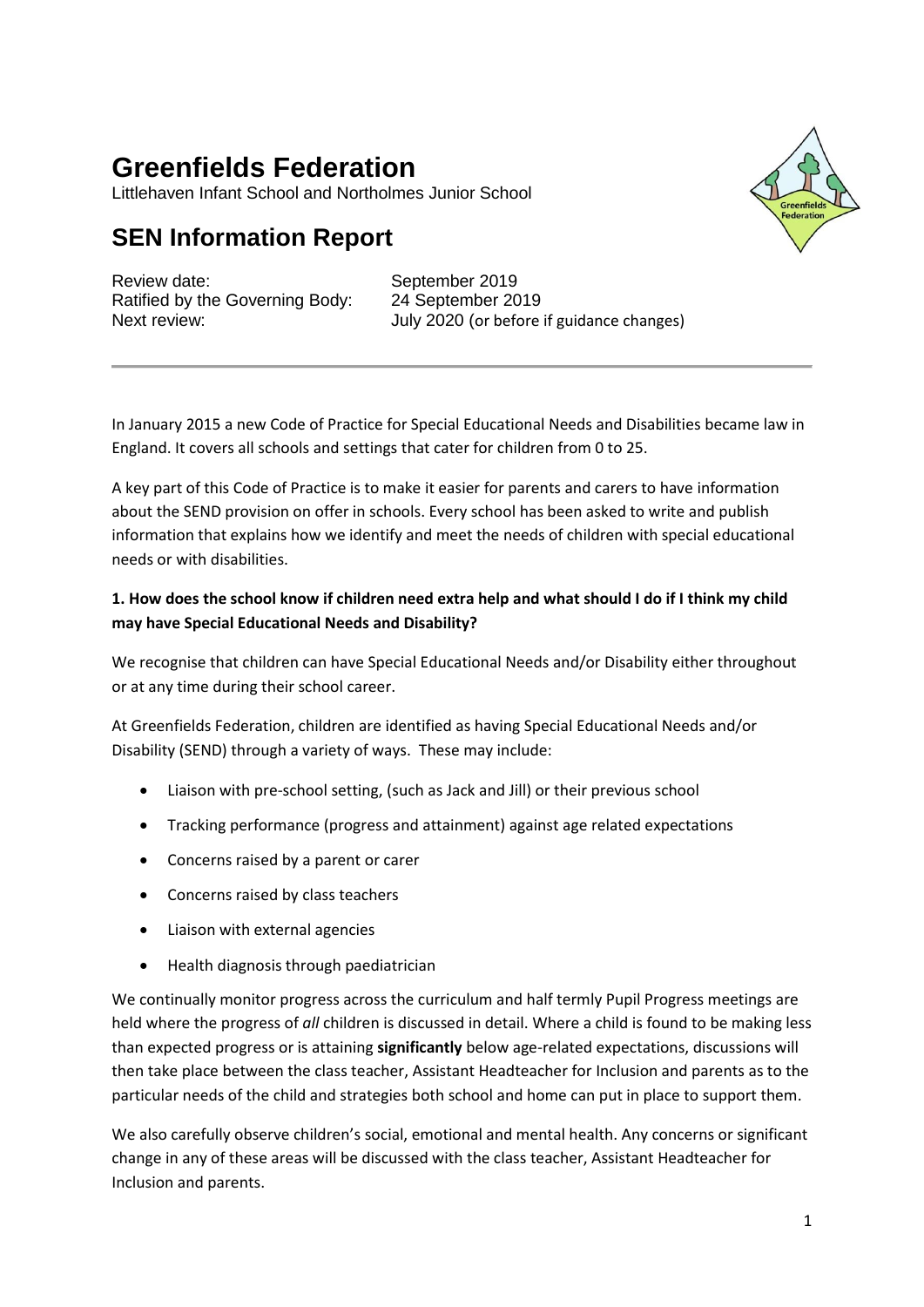# Greenfields Federation

Littlehaven Infant School and Northolmes Junior School

## SEN Information Report

Review date: September 2019
Ratified by the Governing Body: 24 September 2019
Next review: July 2020 (or before if guidance changes)

---

In January 2015 a new Code of Practice for Special Educational Needs and Disabilities became law in England. It covers all schools and settings that cater for children from 0 to 25.

A key part of this Code of Practice is to make it easier for parents and carers to have information about the SEND provision on offer in schools. Every school has been asked to write and publish information that explains how we identify and meet the needs of children with special educational needs or with disabilities.

### 1. How does the school know if children need extra help and what should I do if I think my child may have Special Educational Needs and Disability?

We recognise that children can have Special Educational Needs and/or Disability either throughout or at any time during their school career.

At Greenfields Federation, children are identified as having Special Educational Needs and/or Disability (SEND) through a variety of ways. These may include:

- Liaison with pre-school setting, (such as Jack and Jill) or their previous school
- Tracking performance (progress and attainment) against age related expectations
- Concerns raised by a parent or carer
- Concerns raised by class teachers
- Liaison with external agencies
- Health diagnosis through paediatrician

We continually monitor progress across the curriculum and half termly Pupil Progress meetings are held where the progress of *all* children is discussed in detail. Where a child is found to be making less than expected progress or is attaining **significantly** below age-related expectations, discussions will then take place between the class teacher, Assistant Headteacher for Inclusion and parents as to the particular needs of the child and strategies both school and home can put in place to support them.

We also carefully observe children's social, emotional and mental health. Any concerns or significant change in any of these areas will be discussed with the class teacher, Assistant Headteacher for Inclusion and parents.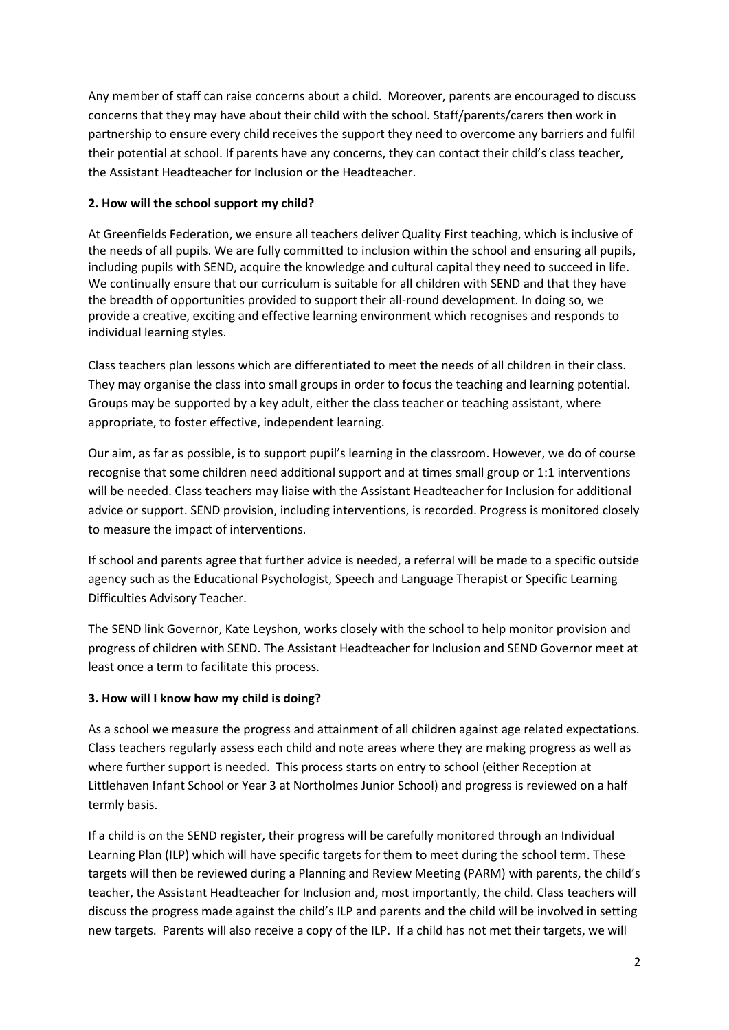Any member of staff can raise concerns about a child. Moreover, parents are encouraged to discuss concerns that they may have about their child with the school. Staff/parents/carers then work in partnership to ensure every child receives the support they need to overcome any barriers and fulfil their potential at school. If parents have any concerns, they can contact their child's class teacher, the Assistant Headteacher for Inclusion or the Headteacher.

**2. How will the school support my child?**

At Greenfields Federation, we ensure all teachers deliver Quality First teaching, which is inclusive of the needs of all pupils. We are fully committed to inclusion within the school and ensuring all pupils, including pupils with SEND, acquire the knowledge and cultural capital they need to succeed in life. We continually ensure that our curriculum is suitable for all children with SEND and that they have the breadth of opportunities provided to support their all-round development. In doing so, we provide a creative, exciting and effective learning environment which recognises and responds to individual learning styles.

Class teachers plan lessons which are differentiated to meet the needs of all children in their class. They may organise the class into small groups in order to focus the teaching and learning potential. Groups may be supported by a key adult, either the class teacher or teaching assistant, where appropriate, to foster effective, independent learning.

Our aim, as far as possible, is to support pupil's learning in the classroom. However, we do of course recognise that some children need additional support and at times small group or 1:1 interventions will be needed. Class teachers may liaise with the Assistant Headteacher for Inclusion for additional advice or support. SEND provision, including interventions, is recorded. Progress is monitored closely to measure the impact of interventions.

If school and parents agree that further advice is needed, a referral will be made to a specific outside agency such as the Educational Psychologist, Speech and Language Therapist or Specific Learning Difficulties Advisory Teacher.

The SEND link Governor, Kate Leyshon, works closely with the school to help monitor provision and progress of children with SEND. The Assistant Headteacher for Inclusion and SEND Governor meet at least once a term to facilitate this process.

**3. How will I know how my child is doing?**

As a school we measure the progress and attainment of all children against age related expectations. Class teachers regularly assess each child and note areas where they are making progress as well as where further support is needed. This process starts on entry to school (either Reception at Littlehaven Infant School or Year 3 at Northolmes Junior School) and progress is reviewed on a half termly basis.

If a child is on the SEND register, their progress will be carefully monitored through an Individual Learning Plan (ILP) which will have specific targets for them to meet during the school term. These targets will then be reviewed during a Planning and Review Meeting (PARM) with parents, the child's teacher, the Assistant Headteacher for Inclusion and, most importantly, the child. Class teachers will discuss the progress made against the child's ILP and parents and the child will be involved in setting new targets. Parents will also receive a copy of the ILP. If a child has not met their targets, we will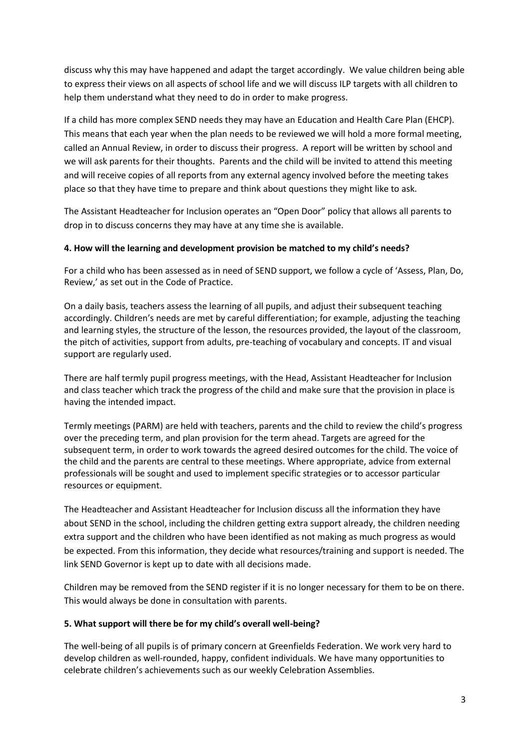discuss why this may have happened and adapt the target accordingly. We value children being able to express their views on all aspects of school life and we will discuss ILP targets with all children to help them understand what they need to do in order to make progress.

If a child has more complex SEND needs they may have an Education and Health Care Plan (EHCP). This means that each year when the plan needs to be reviewed we will hold a more formal meeting, called an Annual Review, in order to discuss their progress. A report will be written by school and we will ask parents for their thoughts. Parents and the child will be invited to attend this meeting and will receive copies of all reports from any external agency involved before the meeting takes place so that they have time to prepare and think about questions they might like to ask.

The Assistant Headteacher for Inclusion operates an "Open Door" policy that allows all parents to drop in to discuss concerns they may have at any time she is available.

**4. How will the learning and development provision be matched to my child's needs?**

For a child who has been assessed as in need of SEND support, we follow a cycle of 'Assess, Plan, Do, Review,' as set out in the Code of Practice.

On a daily basis, teachers assess the learning of all pupils, and adjust their subsequent teaching accordingly. Children's needs are met by careful differentiation; for example, adjusting the teaching and learning styles, the structure of the lesson, the resources provided, the layout of the classroom, the pitch of activities, support from adults, pre-teaching of vocabulary and concepts. IT and visual support are regularly used.

There are half termly pupil progress meetings, with the Head, Assistant Headteacher for Inclusion and class teacher which track the progress of the child and make sure that the provision in place is having the intended impact.

Termly meetings (PARM) are held with teachers, parents and the child to review the child's progress over the preceding term, and plan provision for the term ahead. Targets are agreed for the subsequent term, in order to work towards the agreed desired outcomes for the child. The voice of the child and the parents are central to these meetings. Where appropriate, advice from external professionals will be sought and used to implement specific strategies or to accessor particular resources or equipment.

The Headteacher and Assistant Headteacher for Inclusion discuss all the information they have about SEND in the school, including the children getting extra support already, the children needing extra support and the children who have been identified as not making as much progress as would be expected. From this information, they decide what resources/training and support is needed. The link SEND Governor is kept up to date with all decisions made.

Children may be removed from the SEND register if it is no longer necessary for them to be on there. This would always be done in consultation with parents.

**5. What support will there be for my child's overall well-being?**

The well-being of all pupils is of primary concern at Greenfields Federation. We work very hard to develop children as well-rounded, happy, confident individuals. We have many opportunities to celebrate children's achievements such as our weekly Celebration Assemblies.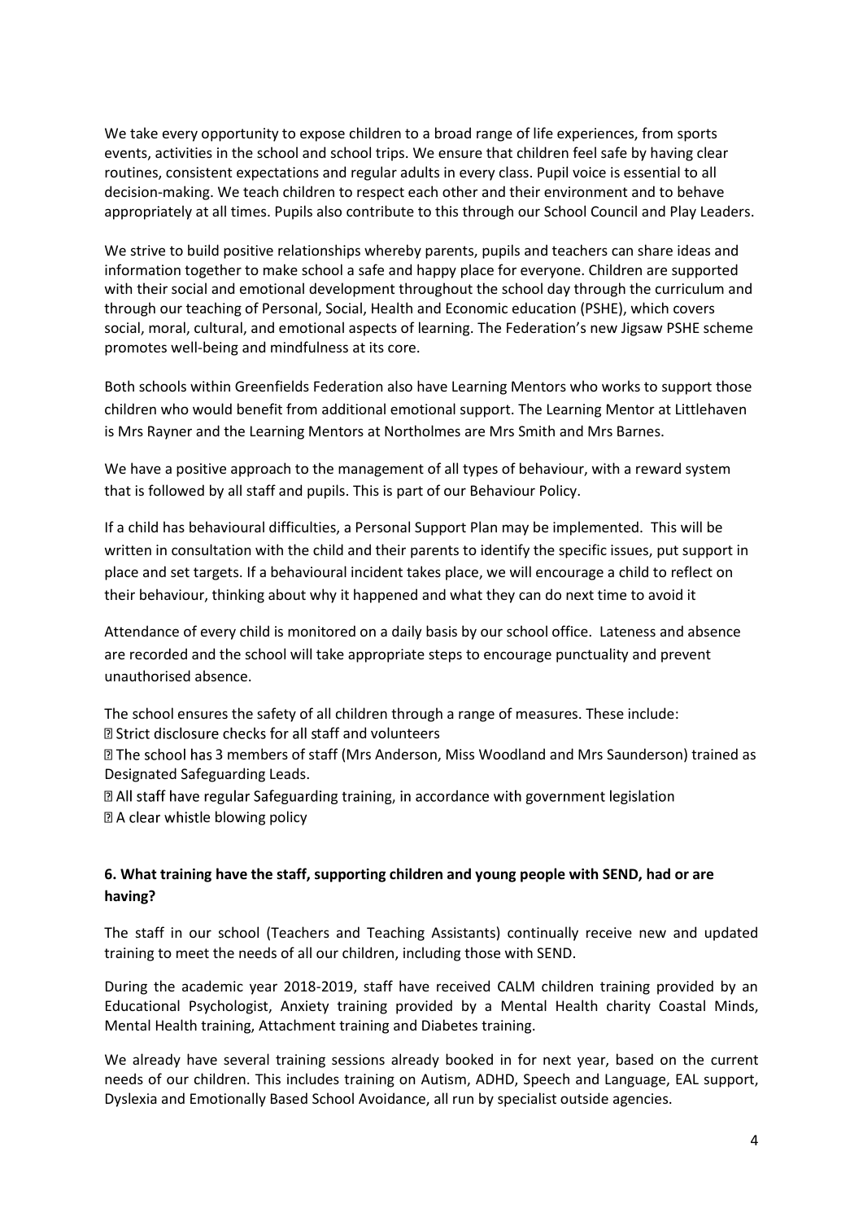We take every opportunity to expose children to a broad range of life experiences, from sports events, activities in the school and school trips. We ensure that children feel safe by having clear routines, consistent expectations and regular adults in every class. Pupil voice is essential to all decision-making. We teach children to respect each other and their environment and to behave appropriately at all times. Pupils also contribute to this through our School Council and Play Leaders.

We strive to build positive relationships whereby parents, pupils and teachers can share ideas and information together to make school a safe and happy place for everyone. Children are supported with their social and emotional development throughout the school day through the curriculum and through our teaching of Personal, Social, Health and Economic education (PSHE), which covers social, moral, cultural, and emotional aspects of learning. The Federation's new Jigsaw PSHE scheme promotes well-being and mindfulness at its core.

Both schools within Greenfields Federation also have Learning Mentors who works to support those children who would benefit from additional emotional support. The Learning Mentor at Littlehaven is Mrs Rayner and the Learning Mentors at Northolmes are Mrs Smith and Mrs Barnes.

We have a positive approach to the management of all types of behaviour, with a reward system that is followed by all staff and pupils. This is part of our Behaviour Policy.

If a child has behavioural difficulties, a Personal Support Plan may be implemented. This will be written in consultation with the child and their parents to identify the specific issues, put support in place and set targets. If a behavioural incident takes place, we will encourage a child to reflect on their behaviour, thinking about why it happened and what they can do next time to avoid it

Attendance of every child is monitored on a daily basis by our school office. Lateness and absence are recorded and the school will take appropriate steps to encourage punctuality and prevent unauthorised absence.

The school ensures the safety of all children through a range of measures. These include:

- Strict disclosure checks for all staff and volunteers
- The school has 3 members of staff (Mrs Anderson, Miss Woodland and Mrs Saunderson) trained as Designated Safeguarding Leads.
- All staff have regular Safeguarding training, in accordance with government legislation
- A clear whistle blowing policy

**6. What training have the staff, supporting children and young people with SEND, had or are having?**

The staff in our school (Teachers and Teaching Assistants) continually receive new and updated training to meet the needs of all our children, including those with SEND.

During the academic year 2018-2019, staff have received CALM children training provided by an Educational Psychologist, Anxiety training provided by a Mental Health charity Coastal Minds, Mental Health training, Attachment training and Diabetes training.

We already have several training sessions already booked in for next year, based on the current needs of our children. This includes training on Autism, ADHD, Speech and Language, EAL support, Dyslexia and Emotionally Based School Avoidance, all run by specialist outside agencies.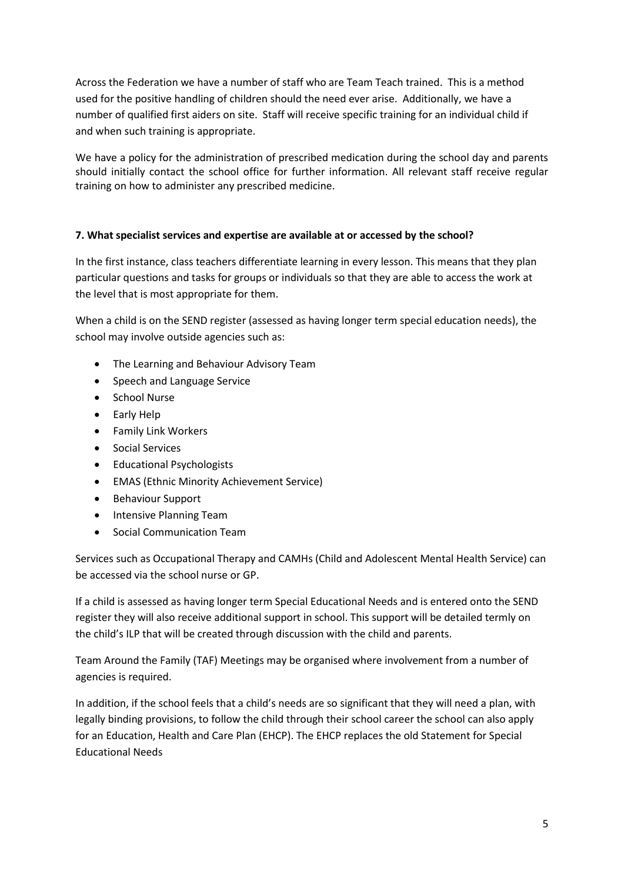Across the Federation we have a number of staff who are Team Teach trained. This is a method used for the positive handling of children should the need ever arise. Additionally, we have a number of qualified first aiders on site. Staff will receive specific training for an individual child if and when such training is appropriate.

We have a policy for the administration of prescribed medication during the school day and parents should initially contact the school office for further information. All relevant staff receive regular training on how to administer any prescribed medicine.

**7. What specialist services and expertise are available at or accessed by the school?**

In the first instance, class teachers differentiate learning in every lesson. This means that they plan particular questions and tasks for groups or individuals so that they are able to access the work at the level that is most appropriate for them.

When a child is on the SEND register (assessed as having longer term special education needs), the school may involve outside agencies such as:

- The Learning and Behaviour Advisory Team
- Speech and Language Service
- School Nurse
- Early Help
- Family Link Workers
- Social Services
- Educational Psychologists
- EMAS (Ethnic Minority Achievement Service)
- Behaviour Support
- Intensive Planning Team
- Social Communication Team

Services such as Occupational Therapy and CAMHs (Child and Adolescent Mental Health Service) can be accessed via the school nurse or GP.

If a child is assessed as having longer term Special Educational Needs and is entered onto the SEND register they will also receive additional support in school. This support will be detailed termly on the child's ILP that will be created through discussion with the child and parents.

Team Around the Family (TAF) Meetings may be organised where involvement from a number of agencies is required.

In addition, if the school feels that a child's needs are so significant that they will need a plan, with legally binding provisions, to follow the child through their school career the school can also apply for an Education, Health and Care Plan (EHCP). The EHCP replaces the old Statement for Special Educational Needs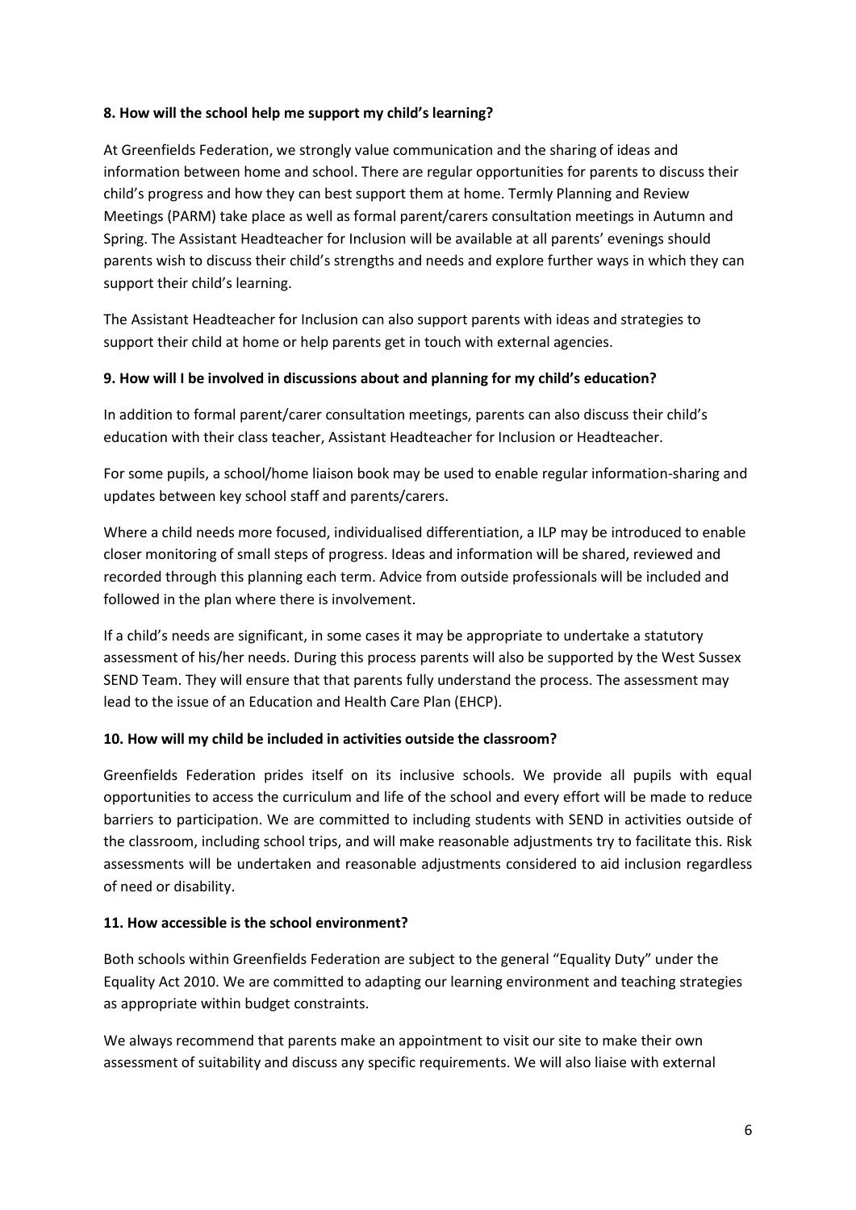**8. How will the school help me support my child's learning?**

At Greenfields Federation, we strongly value communication and the sharing of ideas and information between home and school. There are regular opportunities for parents to discuss their child's progress and how they can best support them at home. Termly Planning and Review Meetings (PARM) take place as well as formal parent/carers consultation meetings in Autumn and Spring. The Assistant Headteacher for Inclusion will be available at all parents' evenings should parents wish to discuss their child's strengths and needs and explore further ways in which they can support their child's learning.

The Assistant Headteacher for Inclusion can also support parents with ideas and strategies to support their child at home or help parents get in touch with external agencies.

**9. How will I be involved in discussions about and planning for my child's education?**

In addition to formal parent/carer consultation meetings, parents can also discuss their child's education with their class teacher, Assistant Headteacher for Inclusion or Headteacher.

For some pupils, a school/home liaison book may be used to enable regular information-sharing and updates between key school staff and parents/carers.

Where a child needs more focused, individualised differentiation, a ILP may be introduced to enable closer monitoring of small steps of progress. Ideas and information will be shared, reviewed and recorded through this planning each term. Advice from outside professionals will be included and followed in the plan where there is involvement.

If a child's needs are significant, in some cases it may be appropriate to undertake a statutory assessment of his/her needs. During this process parents will also be supported by the West Sussex SEND Team. They will ensure that that parents fully understand the process. The assessment may lead to the issue of an Education and Health Care Plan (EHCP).

**10. How will my child be included in activities outside the classroom?**

Greenfields Federation prides itself on its inclusive schools. We provide all pupils with equal opportunities to access the curriculum and life of the school and every effort will be made to reduce barriers to participation. We are committed to including students with SEND in activities outside of the classroom, including school trips, and will make reasonable adjustments try to facilitate this. Risk assessments will be undertaken and reasonable adjustments considered to aid inclusion regardless of need or disability.

**11. How accessible is the school environment?**

Both schools within Greenfields Federation are subject to the general "Equality Duty" under the Equality Act 2010. We are committed to adapting our learning environment and teaching strategies as appropriate within budget constraints.

We always recommend that parents make an appointment to visit our site to make their own assessment of suitability and discuss any specific requirements. We will also liaise with external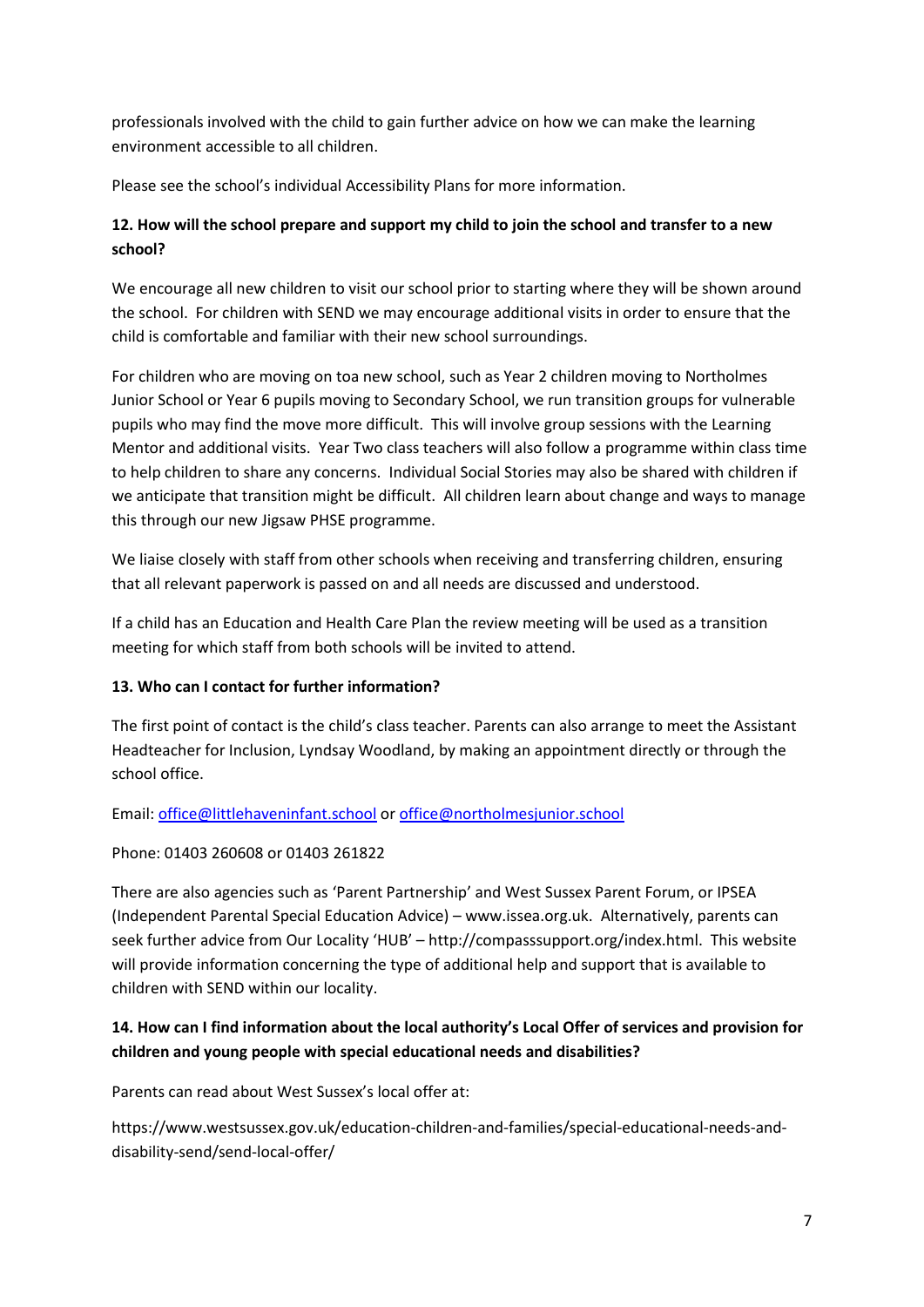professionals involved with the child to gain further advice on how we can make the learning environment accessible to all children.

Please see the school's individual Accessibility Plans for more information.

**12. How will the school prepare and support my child to join the school and transfer to a new school?**

We encourage all new children to visit our school prior to starting where they will be shown around the school. For children with SEND we may encourage additional visits in order to ensure that the child is comfortable and familiar with their new school surroundings.

For children who are moving on toa new school, such as Year 2 children moving to Northolmes Junior School or Year 6 pupils moving to Secondary School, we run transition groups for vulnerable pupils who may find the move more difficult. This will involve group sessions with the Learning Mentor and additional visits. Year Two class teachers will also follow a programme within class time to help children to share any concerns. Individual Social Stories may also be shared with children if we anticipate that transition might be difficult. All children learn about change and ways to manage this through our new Jigsaw PHSE programme.

We liaise closely with staff from other schools when receiving and transferring children, ensuring that all relevant paperwork is passed on and all needs are discussed and understood.

If a child has an Education and Health Care Plan the review meeting will be used as a transition meeting for which staff from both schools will be invited to attend.

**13. Who can I contact for further information?**

The first point of contact is the child's class teacher. Parents can also arrange to meet the Assistant Headteacher for Inclusion, Lyndsay Woodland, by making an appointment directly or through the school office.

Email: office@littlehaveninfant.school or office@northolmesjunior.school

Phone: 01403 260608 or 01403 261822

There are also agencies such as 'Parent Partnership' and West Sussex Parent Forum, or IPSEA (Independent Parental Special Education Advice) – www.issea.org.uk. Alternatively, parents can seek further advice from Our Locality 'HUB' – http://compasssupport.org/index.html. This website will provide information concerning the type of additional help and support that is available to children with SEND within our locality.

**14. How can I find information about the local authority's Local Offer of services and provision for children and young people with special educational needs and disabilities?**

Parents can read about West Sussex's local offer at:

https://www.westsussex.gov.uk/education-children-and-families/special-educational-needs-and-disability-send/send-local-offer/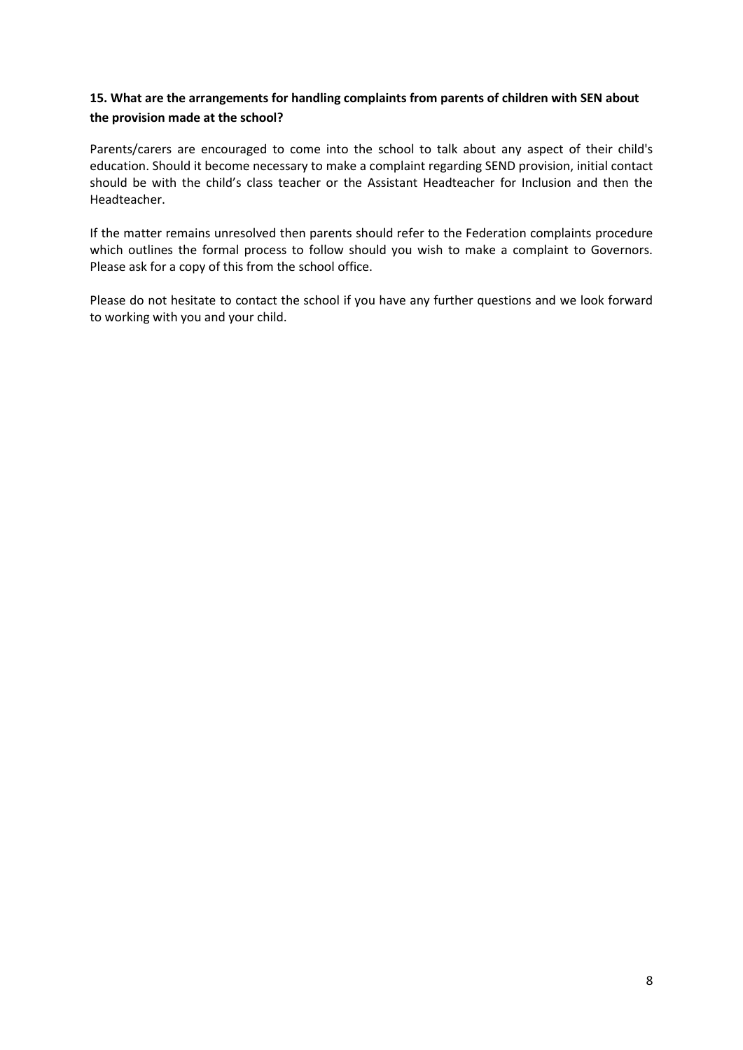**15. What are the arrangements for handling complaints from parents of children with SEN about the provision made at the school?**

Parents/carers are encouraged to come into the school to talk about any aspect of their child's education. Should it become necessary to make a complaint regarding SEND provision, initial contact should be with the child's class teacher or the Assistant Headteacher for Inclusion and then the Headteacher.

If the matter remains unresolved then parents should refer to the Federation complaints procedure which outlines the formal process to follow should you wish to make a complaint to Governors. Please ask for a copy of this from the school office.

Please do not hesitate to contact the school if you have any further questions and we look forward to working with you and your child.